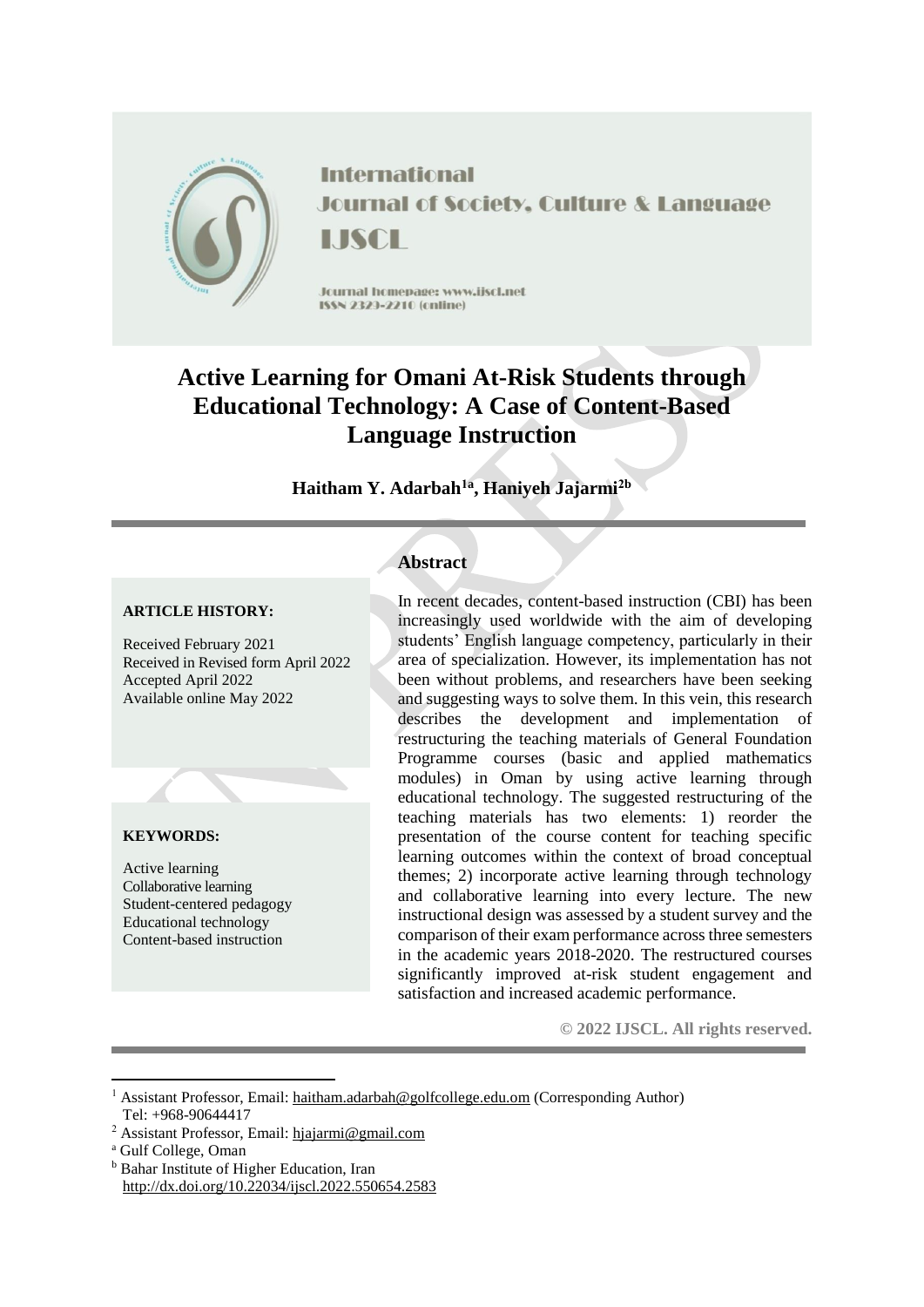International Journal of Society, Culture & Language

IJSCL

Journal homepage: www.ijscl.net

ISSN 2329-2210 (online)

# Active Learning for Omani At-Risk Students through Educational Technology: A Case of Content-Based Language Instruction

**Haitham Y. Adarbah[1a], Haniyeh Jajarmi[2b]**

**ARTICLE HISTORY:**

Received February 2021
Received in Revised form April 2022
Accepted April 2022
Available online May 2022

**KEYWORDS:**

Active learning
Collaborative learning
Student-centered pedagogy
Educational technology
Content-based instruction

## Abstract

In recent decades, content-based instruction (CBI) has been increasingly used worldwide with the aim of developing students' English language competency, particularly in their area of specialization. However, its implementation has not been without problems, and researchers have been seeking and suggesting ways to solve them. In this vein, this research describes the development and implementation of restructuring the teaching materials of General Foundation Programme courses (basic and applied mathematics modules) in Oman by using active learning through educational technology. The suggested restructuring of the teaching materials has two elements: 1) reorder the presentation of the course content for teaching specific learning outcomes within the context of broad conceptual themes; 2) incorporate active learning through technology and collaborative learning into every lecture. The new instructional design was assessed by a student survey and the comparison of their exam performance across three semesters in the academic years 2018-2020. The restructured courses significantly improved at-risk student engagement and satisfaction and increased academic performance.

**© 2022 IJSCL. All rights reserved.**

---

[1] Assistant Professor, Email: haitham.adarbah@golfcollege.edu.om (Corresponding Author)
Tel: +968-90644417

[2] Assistant Professor, Email: hjajarmi@gmail.com

[a] Gulf College, Oman

[b] Bahar Institute of Higher Education, Iran

http://dx.doi.org/10.22034/ijscl.2022.550654.2583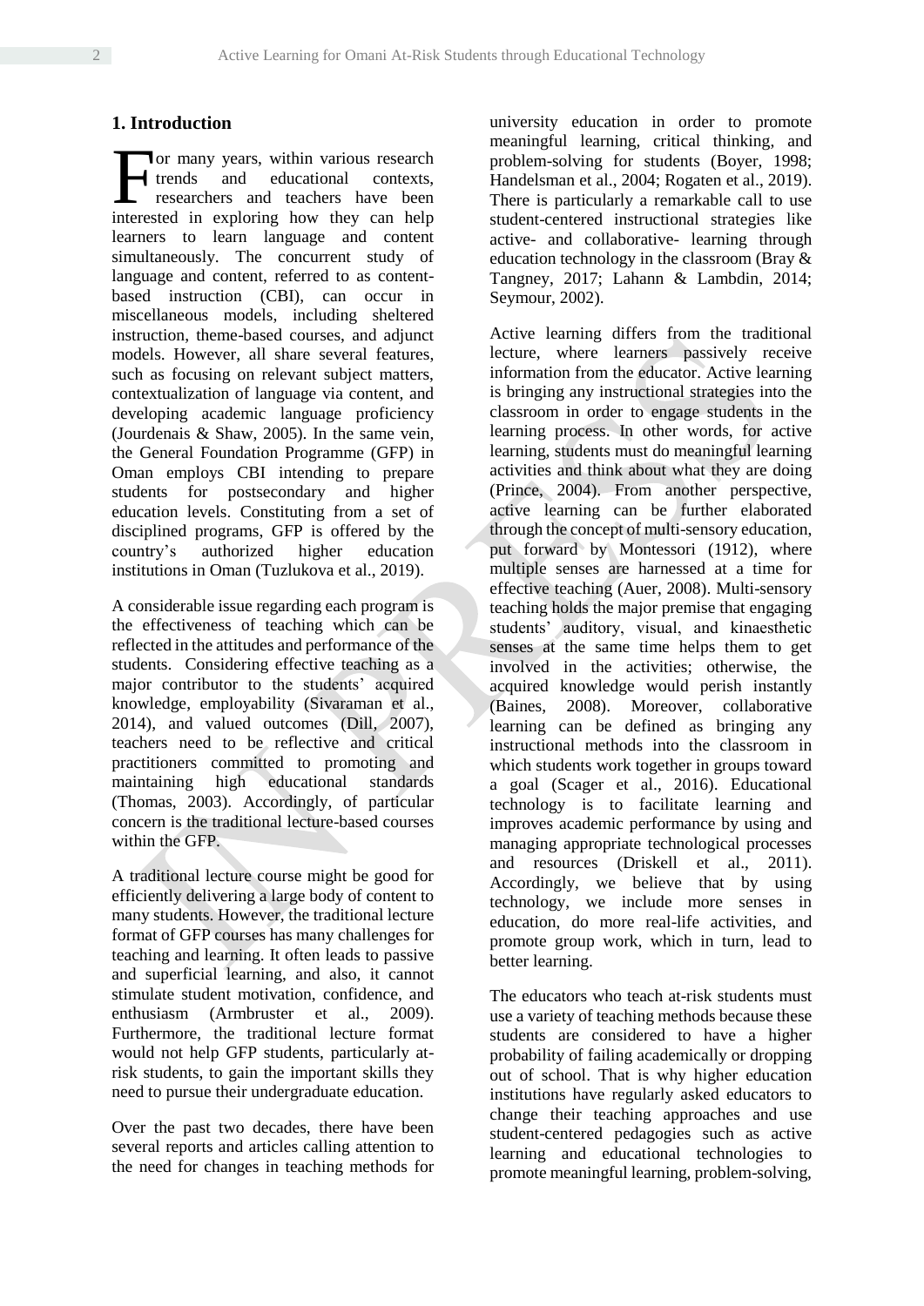## 1. Introduction

For many years, within various research trends and educational contexts, researchers and teachers have been interested in exploring how they can help learners to learn language and content simultaneously. The concurrent study of language and content, referred to as content-based instruction (CBI), can occur in miscellaneous models, including sheltered instruction, theme-based courses, and adjunct models. However, all share several features, such as focusing on relevant subject matters, contextualization of language via content, and developing academic language proficiency (Jourdenais & Shaw, 2005). In the same vein, the General Foundation Programme (GFP) in Oman employs CBI intending to prepare students for postsecondary and higher education levels. Constituting from a set of disciplined programs, GFP is offered by the country's authorized higher education institutions in Oman (Tuzlukova et al., 2019).

A considerable issue regarding each program is the effectiveness of teaching which can be reflected in the attitudes and performance of the students. Considering effective teaching as a major contributor to the students' acquired knowledge, employability (Sivaraman et al., 2014), and valued outcomes (Dill, 2007), teachers need to be reflective and critical practitioners committed to promoting and maintaining high educational standards (Thomas, 2003). Accordingly, of particular concern is the traditional lecture-based courses within the GFP.

A traditional lecture course might be good for efficiently delivering a large body of content to many students. However, the traditional lecture format of GFP courses has many challenges for teaching and learning. It often leads to passive and superficial learning, and also, it cannot stimulate student motivation, confidence, and enthusiasm (Armbruster et al., 2009). Furthermore, the traditional lecture format would not help GFP students, particularly at-risk students, to gain the important skills they need to pursue their undergraduate education.

Over the past two decades, there have been several reports and articles calling attention to the need for changes in teaching methods for university education in order to promote meaningful learning, critical thinking, and problem-solving for students (Boyer, 1998; Handelsman et al., 2004; Rogaten et al., 2019). There is particularly a remarkable call to use student-centered instructional strategies like active- and collaborative- learning through education technology in the classroom (Bray & Tangney, 2017; Lahann & Lambdin, 2014; Seymour, 2002).

Active learning differs from the traditional lecture, where learners passively receive information from the educator. Active learning is bringing any instructional strategies into the classroom in order to engage students in the learning process. In other words, for active learning, students must do meaningful learning activities and think about what they are doing (Prince, 2004). From another perspective, active learning can be further elaborated through the concept of multi-sensory education, put forward by Montessori (1912), where multiple senses are harnessed at a time for effective teaching (Auer, 2008). Multi-sensory teaching holds the major premise that engaging students' auditory, visual, and kinaesthetic senses at the same time helps them to get involved in the activities; otherwise, the acquired knowledge would perish instantly (Baines, 2008). Moreover, collaborative learning can be defined as bringing any instructional methods into the classroom in which students work together in groups toward a goal (Scager et al., 2016). Educational technology is to facilitate learning and improves academic performance by using and managing appropriate technological processes and resources (Driskell et al., 2011). Accordingly, we believe that by using technology, we include more senses in education, do more real-life activities, and promote group work, which in turn, lead to better learning.

The educators who teach at-risk students must use a variety of teaching methods because these students are considered to have a higher probability of failing academically or dropping out of school. That is why higher education institutions have regularly asked educators to change their teaching approaches and use student-centered pedagogies such as active learning and educational technologies to promote meaningful learning, problem-solving,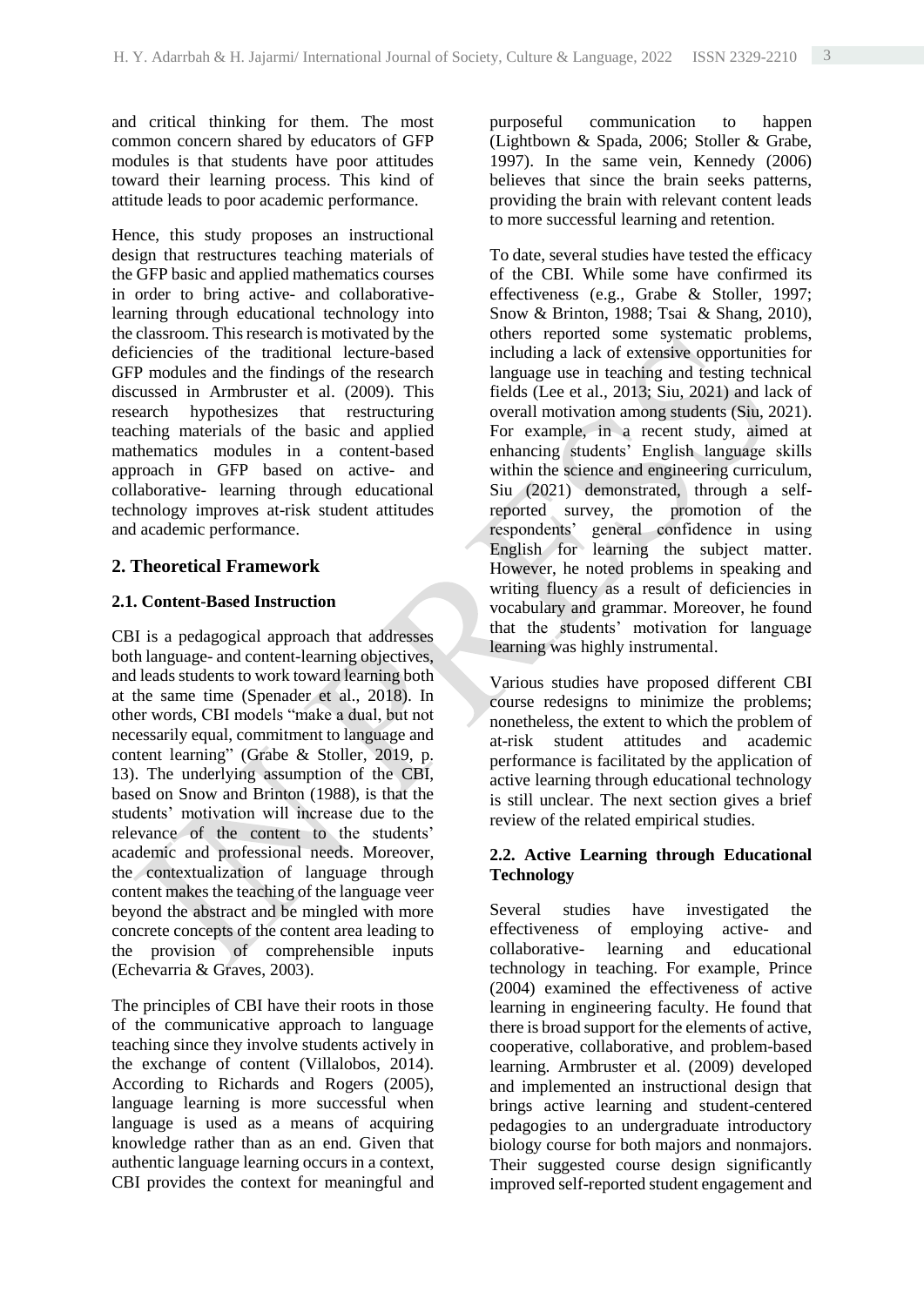and critical thinking for them. The most common concern shared by educators of GFP modules is that students have poor attitudes toward their learning process. This kind of attitude leads to poor academic performance.

Hence, this study proposes an instructional design that restructures teaching materials of the GFP basic and applied mathematics courses in order to bring active- and collaborative-learning through educational technology into the classroom. This research is motivated by the deficiencies of the traditional lecture-based GFP modules and the findings of the research discussed in Armbruster et al. (2009). This research hypothesizes that restructuring teaching materials of the basic and applied mathematics modules in a content-based approach in GFP based on active- and collaborative- learning through educational technology improves at-risk student attitudes and academic performance.

## 2. Theoretical Framework

### 2.1. Content-Based Instruction

CBI is a pedagogical approach that addresses both language- and content-learning objectives, and leads students to work toward learning both at the same time (Spenader et al., 2018). In other words, CBI models "make a dual, but not necessarily equal, commitment to language and content learning" (Grabe & Stoller, 2019, p. 13). The underlying assumption of the CBI, based on Snow and Brinton (1988), is that the students' motivation will increase due to the relevance of the content to the students' academic and professional needs. Moreover, the contextualization of language through content makes the teaching of the language veer beyond the abstract and be mingled with more concrete concepts of the content area leading to the provision of comprehensible inputs (Echevarria & Graves, 2003).

The principles of CBI have their roots in those of the communicative approach to language teaching since they involve students actively in the exchange of content (Villalobos, 2014). According to Richards and Rogers (2005), language learning is more successful when language is used as a means of acquiring knowledge rather than as an end. Given that authentic language learning occurs in a context, CBI provides the context for meaningful and purposeful communication to happen (Lightbown & Spada, 2006; Stoller & Grabe, 1997). In the same vein, Kennedy (2006) believes that since the brain seeks patterns, providing the brain with relevant content leads to more successful learning and retention.

To date, several studies have tested the efficacy of the CBI. While some have confirmed its effectiveness (e.g., Grabe & Stoller, 1997; Snow & Brinton, 1988; Tsai & Shang, 2010), others reported some systematic problems, including a lack of extensive opportunities for language use in teaching and testing technical fields (Lee et al., 2013; Siu, 2021) and lack of overall motivation among students (Siu, 2021). For example, in a recent study, aimed at enhancing students' English language skills within the science and engineering curriculum, Siu (2021) demonstrated, through a self-reported survey, the promotion of the respondents' general confidence in using English for learning the subject matter. However, he noted problems in speaking and writing fluency as a result of deficiencies in vocabulary and grammar. Moreover, he found that the students' motivation for language learning was highly instrumental.

Various studies have proposed different CBI course redesigns to minimize the problems; nonetheless, the extent to which the problem of at-risk student attitudes and academic performance is facilitated by the application of active learning through educational technology is still unclear. The next section gives a brief review of the related empirical studies.

### 2.2. Active Learning through Educational Technology

Several studies have investigated the effectiveness of employing active- and collaborative- learning and educational technology in teaching. For example, Prince (2004) examined the effectiveness of active learning in engineering faculty. He found that there is broad support for the elements of active, cooperative, collaborative, and problem-based learning. Armbruster et al. (2009) developed and implemented an instructional design that brings active learning and student-centered pedagogies to an undergraduate introductory biology course for both majors and nonmajors. Their suggested course design significantly improved self-reported student engagement and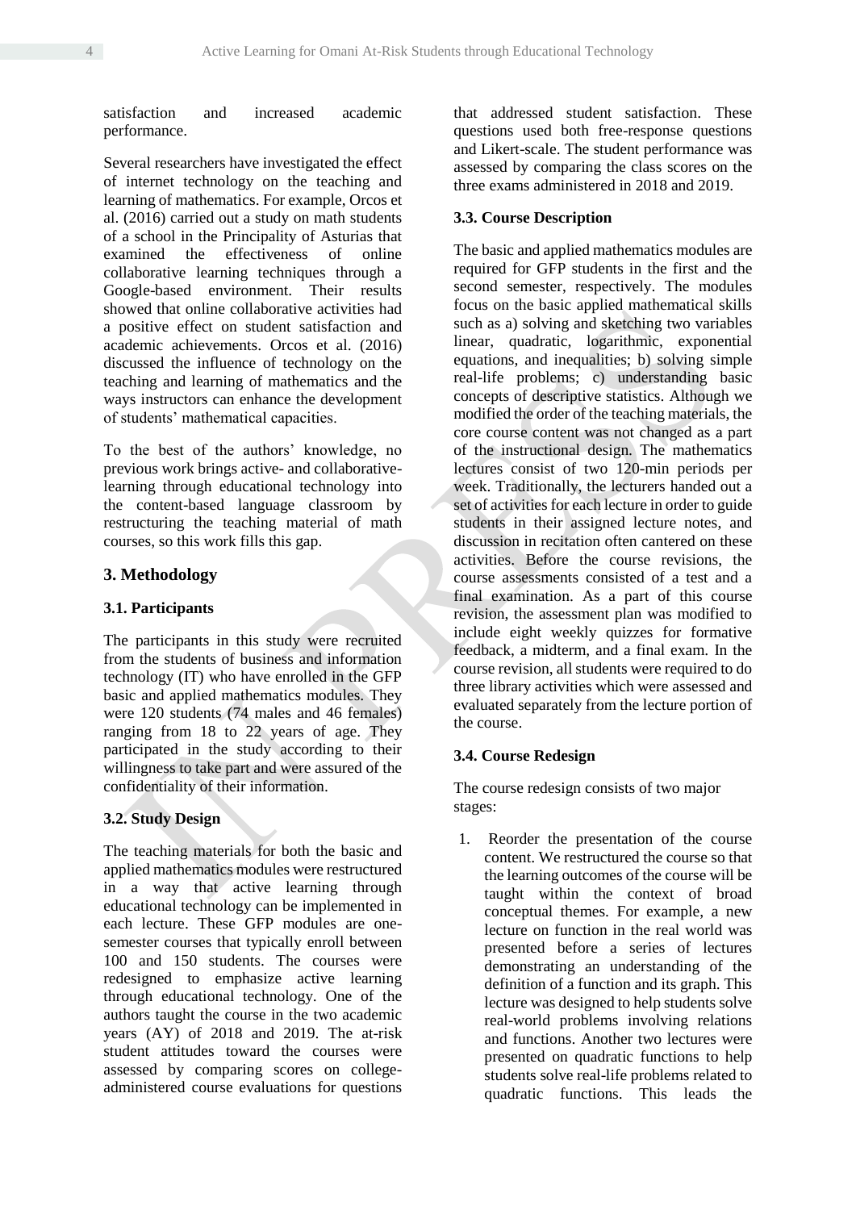satisfaction and increased academic performance.

Several researchers have investigated the effect of internet technology on the teaching and learning of mathematics. For example, Orcos et al. (2016) carried out a study on math students of a school in the Principality of Asturias that examined the effectiveness of online collaborative learning techniques through a Google-based environment. Their results showed that online collaborative activities had a positive effect on student satisfaction and academic achievements. Orcos et al. (2016) discussed the influence of technology on the teaching and learning of mathematics and the ways instructors can enhance the development of students' mathematical capacities.

To the best of the authors' knowledge, no previous work brings active- and collaborative-learning through educational technology into the content-based language classroom by restructuring the teaching material of math courses, so this work fills this gap.

## 3. Methodology

### 3.1. Participants

The participants in this study were recruited from the students of business and information technology (IT) who have enrolled in the GFP basic and applied mathematics modules. They were 120 students (74 males and 46 females) ranging from 18 to 22 years of age. They participated in the study according to their willingness to take part and were assured of the confidentiality of their information.

### 3.2. Study Design

The teaching materials for both the basic and applied mathematics modules were restructured in a way that active learning through educational technology can be implemented in each lecture. These GFP modules are one-semester courses that typically enroll between 100 and 150 students. The courses were redesigned to emphasize active learning through educational technology. One of the authors taught the course in the two academic years (AY) of 2018 and 2019. The at-risk student attitudes toward the courses were assessed by comparing scores on college-administered course evaluations for questions that addressed student satisfaction. These questions used both free-response questions and Likert-scale. The student performance was assessed by comparing the class scores on the three exams administered in 2018 and 2019.

### 3.3. Course Description

The basic and applied mathematics modules are required for GFP students in the first and the second semester, respectively. The modules focus on the basic applied mathematical skills such as a) solving and sketching two variables linear, quadratic, logarithmic, exponential equations, and inequalities; b) solving simple real-life problems; c) understanding basic concepts of descriptive statistics. Although we modified the order of the teaching materials, the core course content was not changed as a part of the instructional design. The mathematics lectures consist of two 120-min periods per week. Traditionally, the lecturers handed out a set of activities for each lecture in order to guide students in their assigned lecture notes, and discussion in recitation often cantered on these activities. Before the course revisions, the course assessments consisted of a test and a final examination. As a part of this course revision, the assessment plan was modified to include eight weekly quizzes for formative feedback, a midterm, and a final exam. In the course revision, all students were required to do three library activities which were assessed and evaluated separately from the lecture portion of the course.

### 3.4. Course Redesign

The course redesign consists of two major stages:

1. Reorder the presentation of the course content. We restructured the course so that the learning outcomes of the course will be taught within the context of broad conceptual themes. For example, a new lecture on function in the real world was presented before a series of lectures demonstrating an understanding of the definition of a function and its graph. This lecture was designed to help students solve real-world problems involving relations and functions. Another two lectures were presented on quadratic functions to help students solve real-life problems related to quadratic functions. This leads the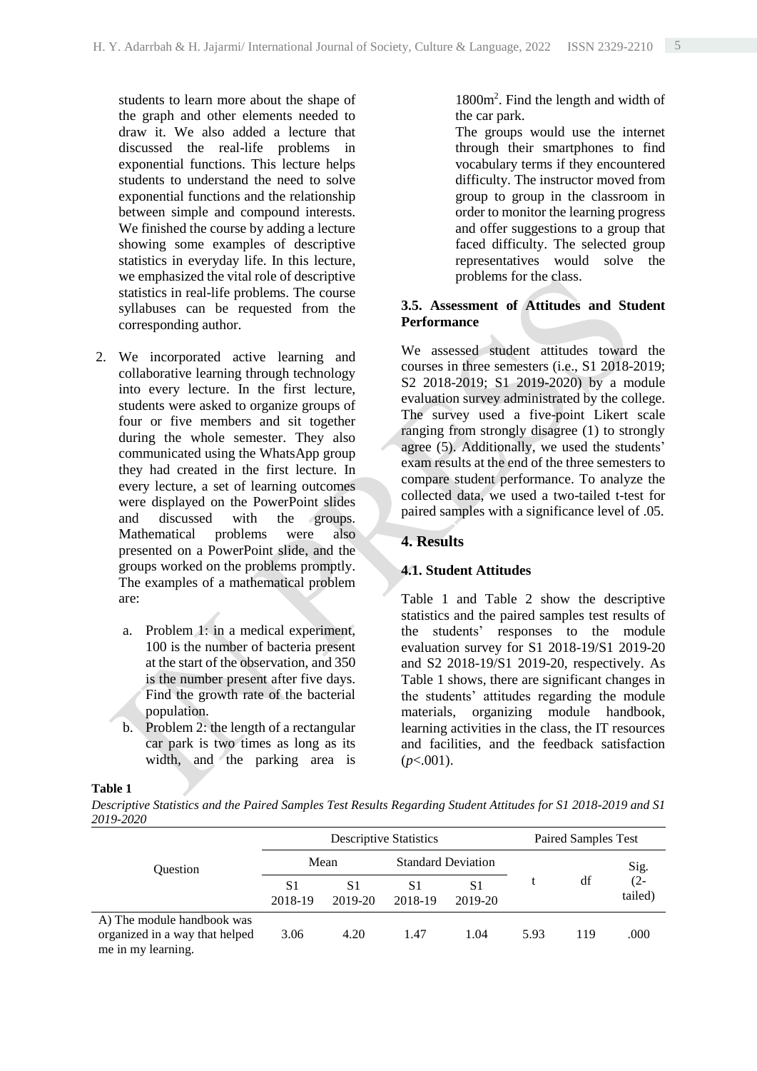students to learn more about the shape of the graph and other elements needed to draw it. We also added a lecture that discussed the real-life problems in exponential functions. This lecture helps students to understand the need to solve exponential functions and the relationship between simple and compound interests. We finished the course by adding a lecture showing some examples of descriptive statistics in everyday life. In this lecture, we emphasized the vital role of descriptive statistics in real-life problems. The course syllabuses can be requested from the corresponding author.

2. We incorporated active learning and collaborative learning through technology into every lecture. In the first lecture, students were asked to organize groups of four or five members and sit together during the whole semester. They also communicated using the WhatsApp group they had created in the first lecture. In every lecture, a set of learning outcomes were displayed on the PowerPoint slides and discussed with the groups. Mathematical problems were also presented on a PowerPoint slide, and the groups worked on the problems promptly. The examples of a mathematical problem are:

    a. Problem 1: in a medical experiment, 100 is the number of bacteria present at the start of the observation, and 350 is the number present after five days. Find the growth rate of the bacterial population.
    b. Problem 2: the length of a rectangular car park is two times as long as its width, and the parking area is $1800m^2$. Find the length and width of the car park.

    The groups would use the internet through their smartphones to find vocabulary terms if they encountered difficulty. The instructor moved from group to group in the classroom in order to monitor the learning progress and offer suggestions to a group that faced difficulty. The selected group representatives would solve the problems for the class.

### 3.5. Assessment of Attitudes and Student Performance

We assessed student attitudes toward the courses in three semesters (i.e., S1 2018-2019; S2 2018-2019; S1 2019-2020) by a module evaluation survey administrated by the college. The survey used a five-point Likert scale ranging from strongly disagree (1) to strongly agree (5). Additionally, we used the students' exam results at the end of the three semesters to compare student performance. To analyze the collected data, we used a two-tailed t-test for paired samples with a significance level of .05.

## 4. Results

### 4.1. Student Attitudes

Table 1 and Table 2 show the descriptive statistics and the paired samples test results of the students' responses to the module evaluation survey for S1 2018-19/S1 2019-20 and S2 2018-19/S1 2019-20, respectively. As Table 1 shows, there are significant changes in the students' attitudes regarding the module materials, organizing module handbook, learning activities in the class, the IT resources and facilities, and the feedback satisfaction ($p$<.001).

**Table 1**

*Descriptive Statistics and the Paired Samples Test Results Regarding Student Attitudes for S1 2018-2019 and S1 2019-2020*

| Question | Descriptive Statistics | | | | Paired Samples Test | | |
|---|---|---|---|---|---|---|---|
| | Mean | | Standard Deviation | | t | df | Sig. (2-tailed) |
| | S1 2018-19 | S1 2019-20 | S1 2018-19 | S1 2019-20 | | | |
| A) The module handbook was organized in a way that helped me in my learning. | 3.06 | 4.20 | 1.47 | 1.04 | 5.93 | 119 | .000 |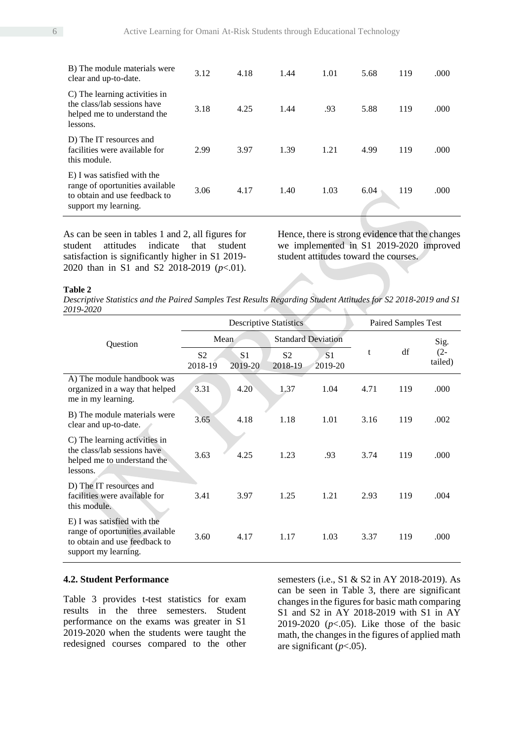| B) The module materials were clear and up-to-date. | 3.12 | 4.18 | 1.44 | 1.01 | 5.68 | 119 | .000 |
|---|---|---|---|---|---|---|---|
| C) The learning activities in the class/lab sessions have helped me to understand the lessons. | 3.18 | 4.25 | 1.44 | .93 | 5.88 | 119 | .000 |
| D) The IT resources and facilities were available for this module. | 2.99 | 3.97 | 1.39 | 1.21 | 4.99 | 119 | .000 |
| E) I was satisfied with the range of oportunities available to obtain and use feedback to support my learning. | 3.06 | 4.17 | 1.40 | 1.03 | 6.04 | 119 | .000 |

As can be seen in tables 1 and 2, all figures for student attitudes indicate that student satisfaction is significantly higher in S1 2019-2020 than in S1 and S2 2018-2019 ($p$<.01). Hence, there is strong evidence that the changes we implemented in S1 2019-2020 improved student attitudes toward the courses.

**Table 2**

*Descriptive Statistics and the Paired Samples Test Results Regarding Student Attitudes for S2 2018-2019 and S1 2019-2020*

| Question | Descriptive Statistics | | | | Paired Samples Test | | |
|---|---|---|---|---|---|---|---|
| | Mean | | Standard Deviation | | t | df | Sig. (2-tailed) |
| | S2 2018-19 | S1 2019-20 | S2 2018-19 | S1 2019-20 | | | |
| A) The module handbook was organized in a way that helped me in my learning. | 3.31 | 4.20 | 1.37 | 1.04 | 4.71 | 119 | .000 |
| B) The module materials were clear and up-to-date. | 3.65 | 4.18 | 1.18 | 1.01 | 3.16 | 119 | .002 |
| C) The learning activities in the class/lab sessions have helped me to understand the lessons. | 3.63 | 4.25 | 1.23 | .93 | 3.74 | 119 | .000 |
| D) The IT resources and facilities were available for this module. | 3.41 | 3.97 | 1.25 | 1.21 | 2.93 | 119 | .004 |
| E) I was satisfied with the range of oportunities available to obtain and use feedback to support my learning. | 3.60 | 4.17 | 1.17 | 1.03 | 3.37 | 119 | .000 |

### 4.2. Student Performance

Table 3 provides t-test statistics for exam results in the three semesters. Student performance on the exams was greater in S1 2019-2020 when the students were taught the redesigned courses compared to the other semesters (i.e., S1 & S2 in AY 2018-2019). As can be seen in Table 3, there are significant changes in the figures for basic math comparing S1 and S2 in AY 2018-2019 with S1 in AY 2019-2020 ($p$<.05). Like those of the basic math, the changes in the figures of applied math are significant ($p$<.05).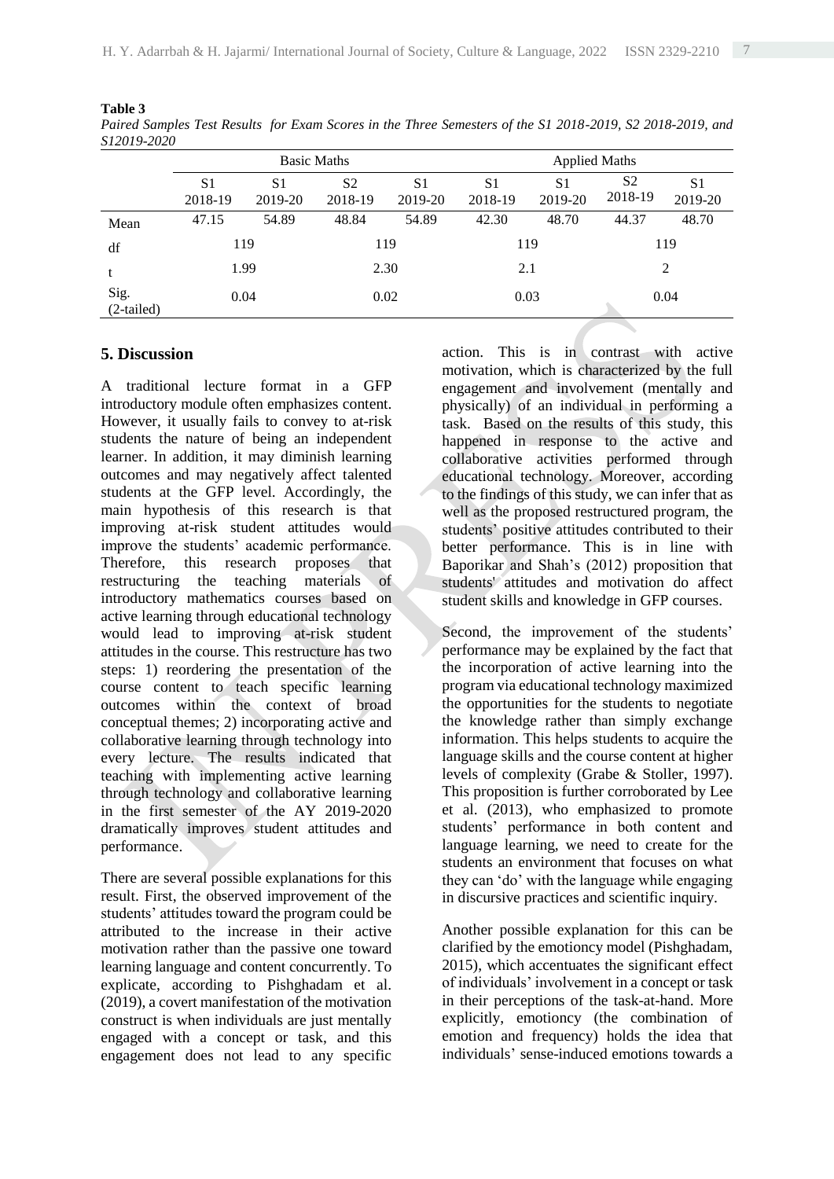**Table 3**

*Paired Samples Test Results for Exam Scores in the Three Semesters of the S1 2018-2019, S2 2018-2019, and S12019-2020*

| | Basic Maths | | | | Applied Maths | | | |
|---|---|---|---|---|---|---|---|---|
| | S1 2018-19 | S1 2019-20 | S2 2018-19 | S1 2019-20 | S1 2018-19 | S1 2019-20 | S2 2018-19 | S1 2019-20 |
| Mean | 47.15 | 54.89 | 48.84 | 54.89 | 42.30 | 48.70 | 44.37 | 48.70 |
| df | 119 | | 119 | | 119 | | 119 | |
| t | 1.99 | | 2.30 | | 2.1 | | 2 | |
| Sig. (2-tailed) | 0.04 | | 0.02 | | 0.03 | | 0.04 | |

## 5. Discussion

A traditional lecture format in a GFP introductory module often emphasizes content. However, it usually fails to convey to at-risk students the nature of being an independent learner. In addition, it may diminish learning outcomes and may negatively affect talented students at the GFP level. Accordingly, the main hypothesis of this research is that improving at-risk student attitudes would improve the students' academic performance. Therefore, this research proposes that restructuring the teaching materials of introductory mathematics courses based on active learning through educational technology would lead to improving at-risk student attitudes in the course. This restructure has two steps: 1) reordering the presentation of the course content to teach specific learning outcomes within the context of broad conceptual themes; 2) incorporating active and collaborative learning through technology into every lecture. The results indicated that teaching with implementing active learning through technology and collaborative learning in the first semester of the AY 2019-2020 dramatically improves student attitudes and performance.

There are several possible explanations for this result. First, the observed improvement of the students' attitudes toward the program could be attributed to the increase in their active motivation rather than the passive one toward learning language and content concurrently. To explicate, according to Pishghadam et al. (2019), a covert manifestation of the motivation construct is when individuals are just mentally engaged with a concept or task, and this engagement does not lead to any specific action. This is in contrast with active motivation, which is characterized by the full engagement and involvement (mentally and physically) of an individual in performing a task. Based on the results of this study, this happened in response to the active and collaborative activities performed through educational technology. Moreover, according to the findings of this study, we can infer that as well as the proposed restructured program, the students' positive attitudes contributed to their better performance. This is in line with Baporikar and Shah's (2012) proposition that students' attitudes and motivation do affect student skills and knowledge in GFP courses.

Second, the improvement of the students' performance may be explained by the fact that the incorporation of active learning into the program via educational technology maximized the opportunities for the students to negotiate the knowledge rather than simply exchange information. This helps students to acquire the language skills and the course content at higher levels of complexity (Grabe & Stoller, 1997). This proposition is further corroborated by Lee et al. (2013), who emphasized to promote students' performance in both content and language learning, we need to create for the students an environment that focuses on what they can 'do' with the language while engaging in discursive practices and scientific inquiry.

Another possible explanation for this can be clarified by the emotioncy model (Pishghadam, 2015), which accentuates the significant effect of individuals' involvement in a concept or task in their perceptions of the task-at-hand. More explicitly, emotioncy (the combination of emotion and frequency) holds the idea that individuals' sense-induced emotions towards a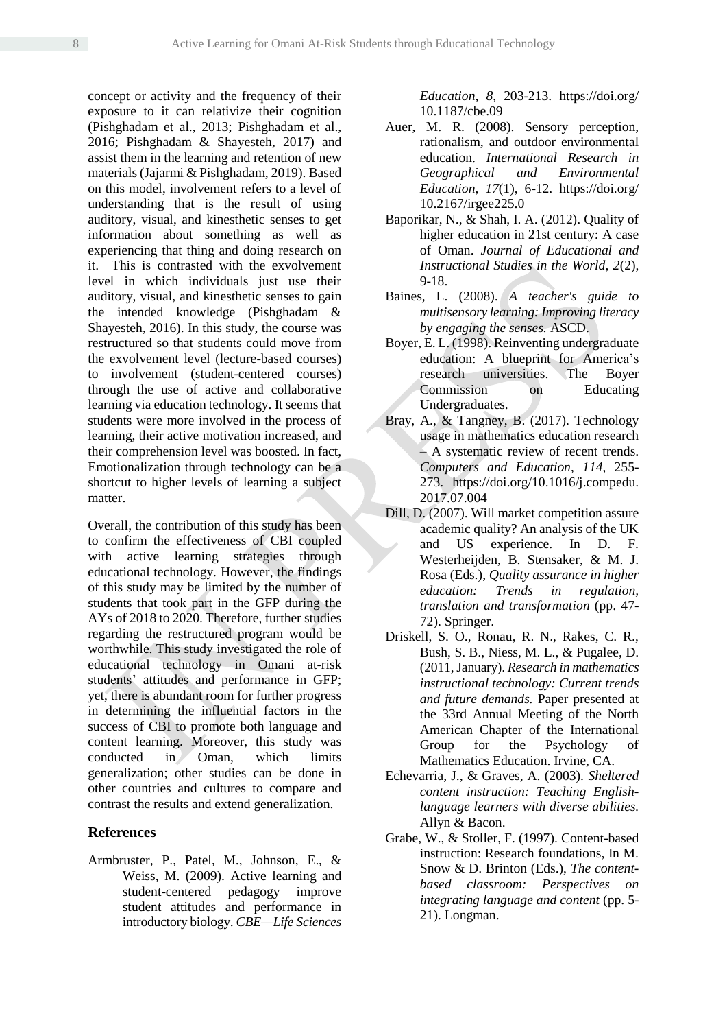concept or activity and the frequency of their exposure to it can relativize their cognition (Pishghadam et al., 2013; Pishghadam et al., 2016; Pishghadam & Shayesteh, 2017) and assist them in the learning and retention of new materials (Jajarmi & Pishghadam, 2019). Based on this model, involvement refers to a level of understanding that is the result of using auditory, visual, and kinesthetic senses to get information about something as well as experiencing that thing and doing research on it. This is contrasted with the exvolvement level in which individuals just use their auditory, visual, and kinesthetic senses to gain the intended knowledge (Pishghadam & Shayesteh, 2016). In this study, the course was restructured so that students could move from the exvolvement level (lecture-based courses) to involvement (student-centered courses) through the use of active and collaborative learning via education technology. It seems that students were more involved in the process of learning, their active motivation increased, and their comprehension level was boosted. In fact, Emotionalization through technology can be a shortcut to higher levels of learning a subject matter.

Overall, the contribution of this study has been to confirm the effectiveness of CBI coupled with active learning strategies through educational technology. However, the findings of this study may be limited by the number of students that took part in the GFP during the AYs of 2018 to 2020. Therefore, further studies regarding the restructured program would be worthwhile. This study investigated the role of educational technology in Omani at-risk students' attitudes and performance in GFP; yet, there is abundant room for further progress in determining the influential factors in the success of CBI to promote both language and content learning. Moreover, this study was conducted in Oman, which limits generalization; other studies can be done in other countries and cultures to compare and contrast the results and extend generalization.

## References

Armbruster, P., Patel, M., Johnson, E., & Weiss, M. (2009). Active learning and student-centered pedagogy improve student attitudes and performance in introductory biology. *CBE—Life Sciences Education*, *8*, 203-213. https://doi.org/10.1187/cbe.09

Auer, M. R. (2008). Sensory perception, rationalism, and outdoor environmental education. *International Research in Geographical and Environmental Education, 17*(1), 6-12. https://doi.org/10.2167/irgee225.0

Baporikar, N., & Shah, I. A. (2012). Quality of higher education in 21st century: A case of Oman. *Journal of Educational and Instructional Studies in the World, 2*(2), 9-18.

Baines, L. (2008). *A teacher's guide to multisensory learning: Improving literacy by engaging the senses.* ASCD.

Boyer, E. L. (1998). Reinventing undergraduate education: A blueprint for America's research universities. The Boyer Commission on Educating Undergraduates.

Bray, A., & Tangney, B. (2017). Technology usage in mathematics education research – A systematic review of recent trends. *Computers and Education*, *114*, 255-273. https://doi.org/10.1016/j.compedu.2017.07.004

Dill, D. (2007). Will market competition assure academic quality? An analysis of the UK and US experience. In D. F. Westerheijden, B. Stensaker, & M. J. Rosa (Eds.), *Quality assurance in higher education: Trends in regulation, translation and transformation* (pp. 47-72). Springer.

Driskell, S. O., Ronau, R. N., Rakes, C. R., Bush, S. B., Niess, M. L., & Pugalee, D. (2011, January). *Research in mathematics instructional technology: Current trends and future demands.* Paper presented at the 33rd Annual Meeting of the North American Chapter of the International Group for the Psychology of Mathematics Education. Irvine, CA.

Echevarria, J., & Graves, A. (2003). *Sheltered content instruction: Teaching English-language learners with diverse abilities.* Allyn & Bacon.

Grabe, W., & Stoller, F. (1997). Content-based instruction: Research foundations, In M. Snow & D. Brinton (Eds.), *The content-based classroom: Perspectives on integrating language and content* (pp. 5-21). Longman.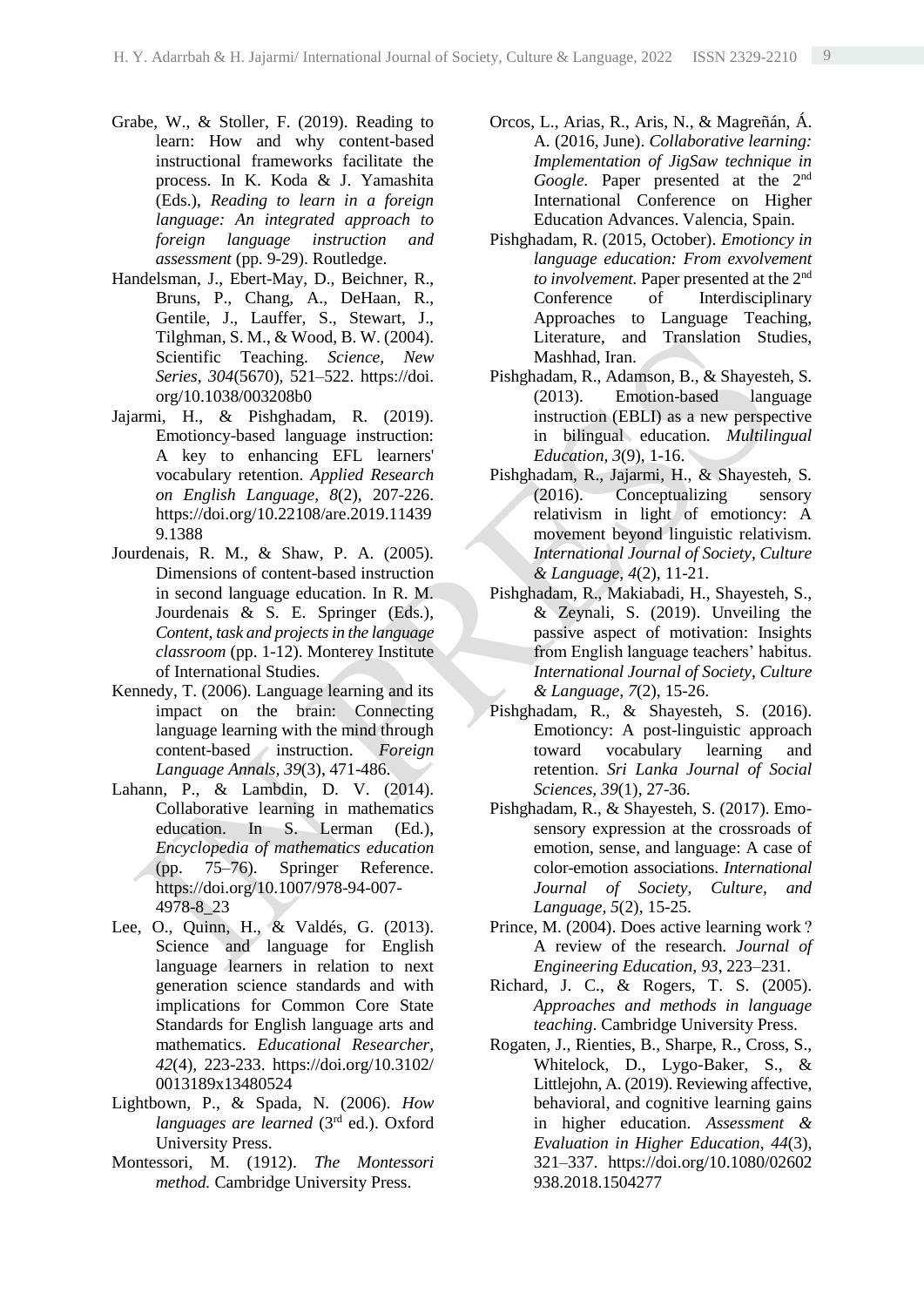Grabe, W., & Stoller, F. (2019). Reading to learn: How and why content-based instructional frameworks facilitate the process. In K. Koda & J. Yamashita (Eds.), *Reading to learn in a foreign language: An integrated approach to foreign language instruction and assessment* (pp. 9-29). Routledge.

Handelsman, J., Ebert-May, D., Beichner, R., Bruns, P., Chang, A., DeHaan, R., Gentile, J., Lauffer, S., Stewart, J., Tilghman, S. M., & Wood, B. W. (2004). Scientific Teaching. *Science, New Series*, *304*(5670), 521–522. https://doi.org/10.1038/003208b0

Jajarmi, H., & Pishghadam, R. (2019). Emotioncy-based language instruction: A key to enhancing EFL learners' vocabulary retention. *Applied Research on English Language, 8*(2), 207-226. https://doi.org/10.22108/are.2019.114399.1388

Jourdenais, R. M., & Shaw, P. A. (2005). Dimensions of content-based instruction in second language education. In R. M. Jourdenais & S. E. Springer (Eds.), *Content, task and projects in the language classroom* (pp. 1-12). Monterey Institute of International Studies.

Kennedy, T. (2006). Language learning and its impact on the brain: Connecting language learning with the mind through content-based instruction. *Foreign Language Annals, 39*(3), 471-486.

Lahann, P., & Lambdin, D. V. (2014). Collaborative learning in mathematics education. In S. Lerman (Ed.), *Encyclopedia of mathematics education* (pp. 75–76). Springer Reference. https://doi.org/10.1007/978-94-007-4978-8_23

Lee, O., Quinn, H., & Valdés, G. (2013). Science and language for English language learners in relation to next generation science standards and with implications for Common Core State Standards for English language arts and mathematics. *Educational Researcher, 42*(4), 223-233. https://doi.org/10.3102/0013189x13480524

Lightbown, P., & Spada, N. (2006). *How languages are learned* (3rd ed.). Oxford University Press.

Montessori, M. (1912). *The Montessori method.* Cambridge University Press.

Orcos, L., Arias, R., Aris, N., & Magreñán, Á. A. (2016, June). *Collaborative learning: Implementation of JigSaw technique in Google*. Paper presented at the 2nd International Conference on Higher Education Advances. Valencia, Spain.

Pishghadam, R. (2015, October). *Emotioncy in language education: From exvolvement to involvement.* Paper presented at the 2nd Conference of Interdisciplinary Approaches to Language Teaching, Literature, and Translation Studies, Mashhad, Iran.

Pishghadam, R., Adamson, B., & Shayesteh, S. (2013). Emotion-based language instruction (EBLI) as a new perspective in bilingual education. *Multilingual Education, 3*(9), 1-16.

Pishghadam, R., Jajarmi, H., & Shayesteh, S. (2016). Conceptualizing sensory relativism in light of emotioncy: A movement beyond linguistic relativism. *International Journal of Society, Culture & Language*, *4*(2), 11-21.

Pishghadam, R., Makiabadi, H., Shayesteh, S., & Zeynali, S. (2019). Unveiling the passive aspect of motivation: Insights from English language teachers' habitus. *International Journal of Society, Culture & Language, 7*(2), 15-26.

Pishghadam, R., & Shayesteh, S. (2016). Emotioncy: A post-linguistic approach toward vocabulary learning and retention. *Sri Lanka Journal of Social Sciences, 39*(1), 27-36.

Pishghadam, R., & Shayesteh, S. (2017). Emo-sensory expression at the crossroads of emotion, sense, and language: A case of color-emotion associations. *International Journal of Society, Culture, and Language, 5*(2), 15-25.

Prince, M. (2004). Does active learning work ? A review of the research. *Journal of Engineering Education*, *93*, 223–231.

Richard, J. C., & Rogers, T. S. (2005). *Approaches and methods in language teaching*. Cambridge University Press.

Rogaten, J., Rienties, B., Sharpe, R., Cross, S., Whitelock, D., Lygo-Baker, S., & Littlejohn, A. (2019). Reviewing affective, behavioral, and cognitive learning gains in higher education. *Assessment & Evaluation in Higher Education*, *44*(3), 321–337. https://doi.org/10.1080/02602938.2018.1504277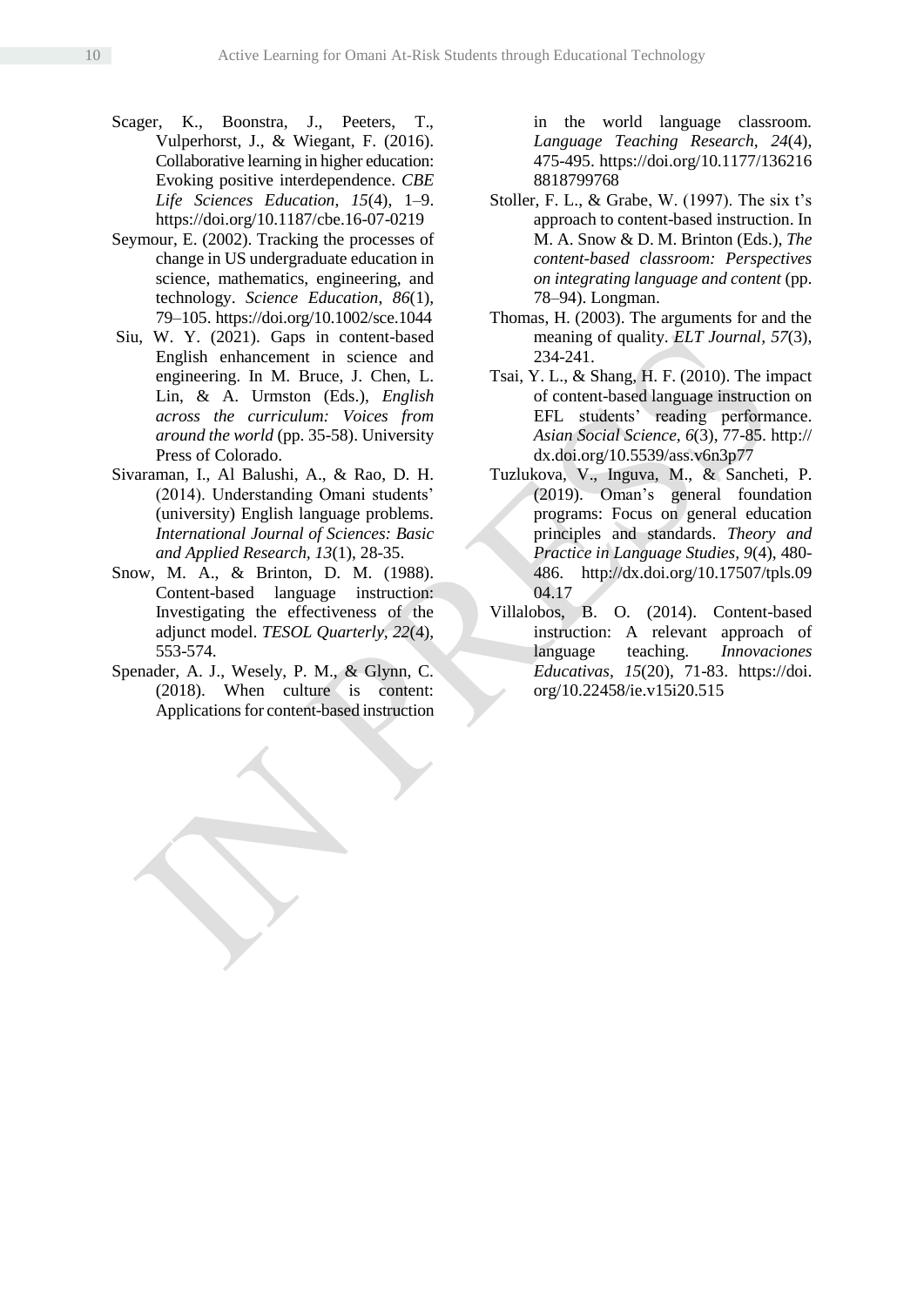Scager, K., Boonstra, J., Peeters, T., Vulperhorst, J., & Wiegant, F. (2016). Collaborative learning in higher education: Evoking positive interdependence. *CBE Life Sciences Education*, *15*(4), 1–9. https://doi.org/10.1187/cbe.16-07-0219

Seymour, E. (2002). Tracking the processes of change in US undergraduate education in science, mathematics, engineering, and technology. *Science Education*, *86*(1), 79–105. https://doi.org/10.1002/sce.1044

Siu, W. Y. (2021). Gaps in content-based English enhancement in science and engineering. In M. Bruce, J. Chen, L. Lin, & A. Urmston (Eds.), *English across the curriculum: Voices from around the world* (pp. 35-58). University Press of Colorado.

Sivaraman, I., Al Balushi, A., & Rao, D. H. (2014). Understanding Omani students' (university) English language problems. *International Journal of Sciences: Basic and Applied Research*, *13*(1), 28-35.

Snow, M. A., & Brinton, D. M. (1988). Content-based language instruction: Investigating the effectiveness of the adjunct model. *TESOL Quarterly*, *22*(4), 553-574.

Spenader, A. J., Wesely, P. M., & Glynn, C. (2018). When culture is content: Applications for content-based instruction in the world language classroom. *Language Teaching Research*, *24*(4), 475-495. https://doi.org/10.1177/1362168818799768

Stoller, F. L., & Grabe, W. (1997). The six t's approach to content-based instruction. In M. A. Snow & D. M. Brinton (Eds.), *The content-based classroom: Perspectives on integrating language and content* (pp. 78–94). Longman.

Thomas, H. (2003). The arguments for and the meaning of quality. *ELT Journal, 57*(3), 234-241.

Tsai, Y. L., & Shang, H. F. (2010). The impact of content-based language instruction on EFL students' reading performance. *Asian Social Science, 6*(3), 77-85. http://dx.doi.org/10.5539/ass.v6n3p77

Tuzlukova, V., Inguva, M., & Sancheti, P. (2019). Oman's general foundation programs: Focus on general education principles and standards. *Theory and Practice in Language Studies, 9*(4), 480-486. http://dx.doi.org/10.17507/tpls.0904.17

Villalobos, B. O. (2014). Content-based instruction: A relevant approach of language teaching. *Innovaciones Educativas*, *15*(20), 71-83. https://doi.org/10.22458/ie.v15i20.515